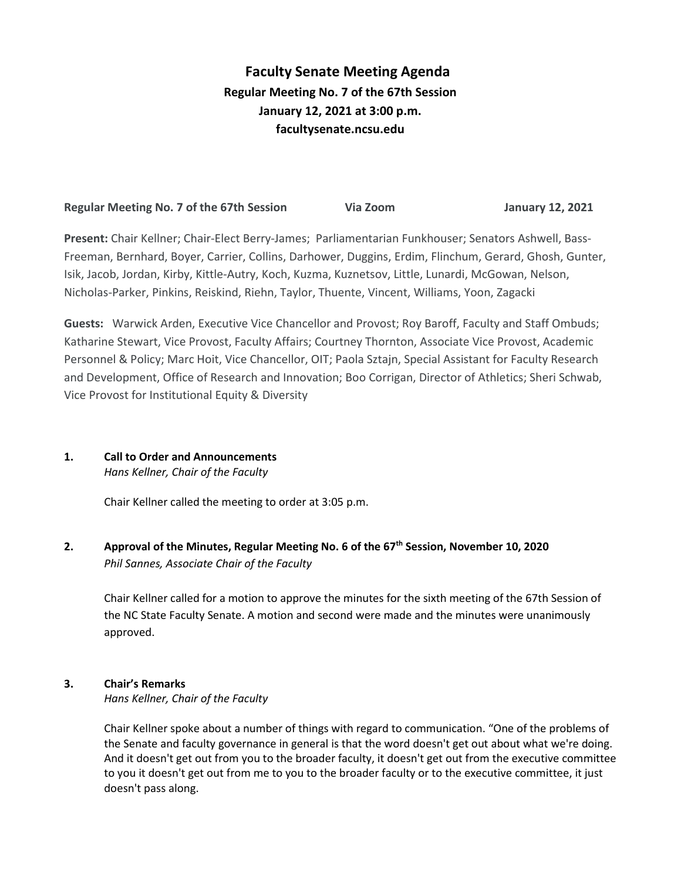# Faculty Senate Meeting Agenda

**Regular Meeting No. 7 of the 67th Session**
**January 12, 2021 at 3:00 p.m.**
**facultysenate.ncsu.edu**

**Regular Meeting No. 7 of the 67th Session** **Via Zoom** **January 12, 2021**

**Present:** Chair Kellner; Chair-Elect Berry-James; Parliamentarian Funkhouser; Senators Ashwell, Bass-Freeman, Bernhard, Boyer, Carrier, Collins, Darhower, Duggins, Erdim, Flinchum, Gerard, Ghosh, Gunter, Isik, Jacob, Jordan, Kirby, Kittle-Autry, Koch, Kuzma, Kuznetsov, Little, Lunardi, McGowan, Nelson, Nicholas-Parker, Pinkins, Reiskind, Riehn, Taylor, Thuente, Vincent, Williams, Yoon, Zagacki

**Guests:** Warwick Arden, Executive Vice Chancellor and Provost; Roy Baroff, Faculty and Staff Ombuds; Katharine Stewart, Vice Provost, Faculty Affairs; Courtney Thornton, Associate Vice Provost, Academic Personnel & Policy; Marc Hoit, Vice Chancellor, OIT; Paola Sztajn, Special Assistant for Faculty Research and Development, Office of Research and Innovation; Boo Corrigan, Director of Athletics; Sheri Schwab, Vice Provost for Institutional Equity & Diversity

## 1. Call to Order and Announcements

*Hans Kellner, Chair of the Faculty*

Chair Kellner called the meeting to order at 3:05 p.m.

## 2. Approval of the Minutes, Regular Meeting No. 6 of the 67th Session, November 10, 2020

*Phil Sannes, Associate Chair of the Faculty*

Chair Kellner called for a motion to approve the minutes for the sixth meeting of the 67th Session of the NC State Faculty Senate. A motion and second were made and the minutes were unanimously approved.

## 3. Chair's Remarks

*Hans Kellner, Chair of the Faculty*

Chair Kellner spoke about a number of things with regard to communication. "One of the problems of the Senate and faculty governance in general is that the word doesn't get out about what we're doing. And it doesn't get out from you to the broader faculty, it doesn't get out from the executive committee to you it doesn't get out from me to you to the broader faculty or to the executive committee, it just doesn't pass along.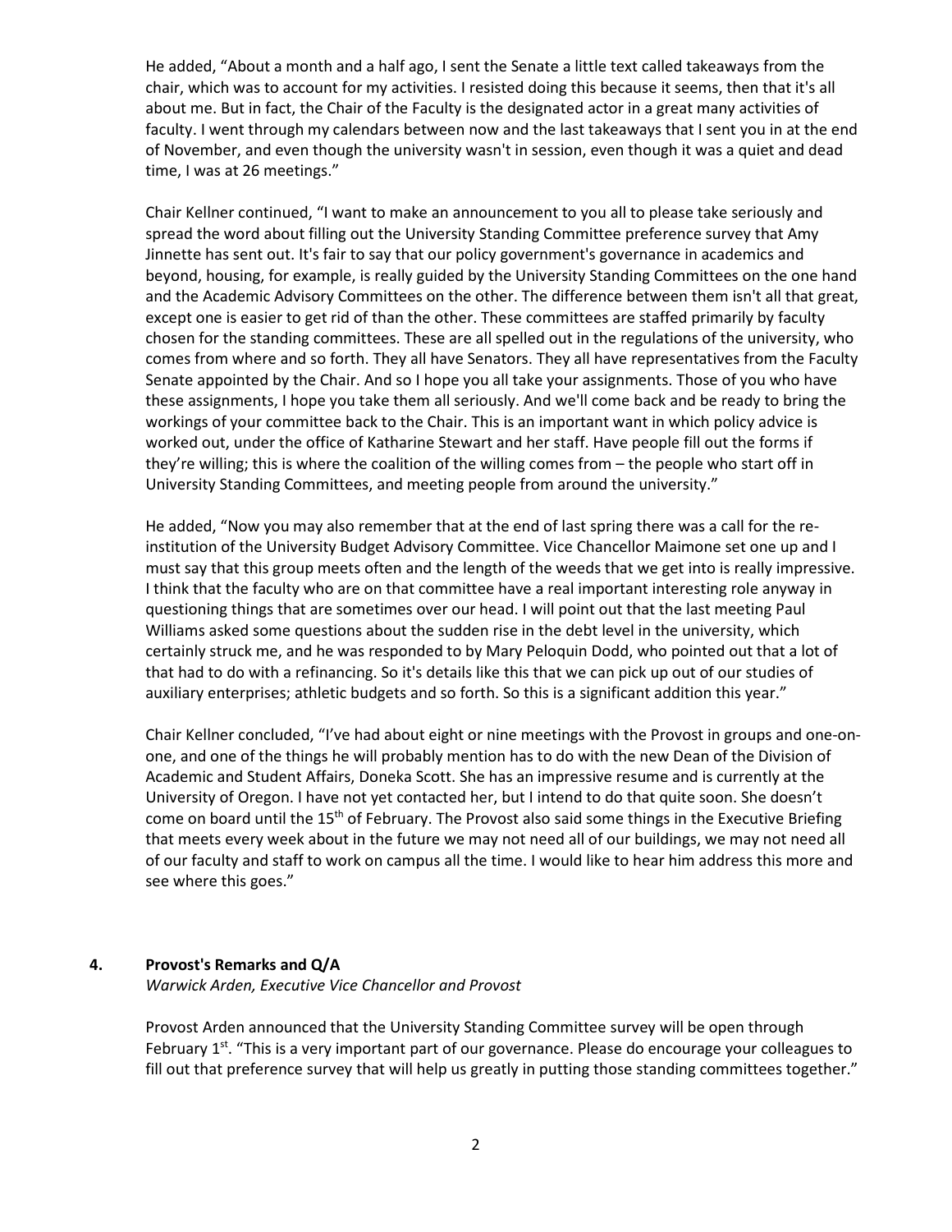He added, "About a month and a half ago, I sent the Senate a little text called takeaways from the chair, which was to account for my activities. I resisted doing this because it seems, then that it's all about me. But in fact, the Chair of the Faculty is the designated actor in a great many activities of faculty. I went through my calendars between now and the last takeaways that I sent you in at the end of November, and even though the university wasn't in session, even though it was a quiet and dead time, I was at 26 meetings."

Chair Kellner continued, "I want to make an announcement to you all to please take seriously and spread the word about filling out the University Standing Committee preference survey that Amy Jinnette has sent out. It's fair to say that our policy government's governance in academics and beyond, housing, for example, is really guided by the University Standing Committees on the one hand and the Academic Advisory Committees on the other. The difference between them isn't all that great, except one is easier to get rid of than the other. These committees are staffed primarily by faculty chosen for the standing committees. These are all spelled out in the regulations of the university, who comes from where and so forth. They all have Senators. They all have representatives from the Faculty Senate appointed by the Chair. And so I hope you all take your assignments. Those of you who have these assignments, I hope you take them all seriously. And we'll come back and be ready to bring the workings of your committee back to the Chair. This is an important want in which policy advice is worked out, under the office of Katharine Stewart and her staff. Have people fill out the forms if they're willing; this is where the coalition of the willing comes from – the people who start off in University Standing Committees, and meeting people from around the university."

He added, "Now you may also remember that at the end of last spring there was a call for the re-institution of the University Budget Advisory Committee. Vice Chancellor Maimone set one up and I must say that this group meets often and the length of the weeds that we get into is really impressive. I think that the faculty who are on that committee have a real important interesting role anyway in questioning things that are sometimes over our head. I will point out that the last meeting Paul Williams asked some questions about the sudden rise in the debt level in the university, which certainly struck me, and he was responded to by Mary Peloquin Dodd, who pointed out that a lot of that had to do with a refinancing. So it's details like this that we can pick up out of our studies of auxiliary enterprises; athletic budgets and so forth. So this is a significant addition this year."

Chair Kellner concluded, "I've had about eight or nine meetings with the Provost in groups and one-on-one, and one of the things he will probably mention has to do with the new Dean of the Division of Academic and Student Affairs, Doneka Scott. She has an impressive resume and is currently at the University of Oregon. I have not yet contacted her, but I intend to do that quite soon. She doesn't come on board until the 15th of February. The Provost also said some things in the Executive Briefing that meets every week about in the future we may not need all of our buildings, we may not need all of our faculty and staff to work on campus all the time. I would like to hear him address this more and see where this goes."

## 4. Provost's Remarks and Q/A

*Warwick Arden, Executive Vice Chancellor and Provost*

Provost Arden announced that the University Standing Committee survey will be open through February 1st. "This is a very important part of our governance. Please do encourage your colleagues to fill out that preference survey that will help us greatly in putting those standing committees together."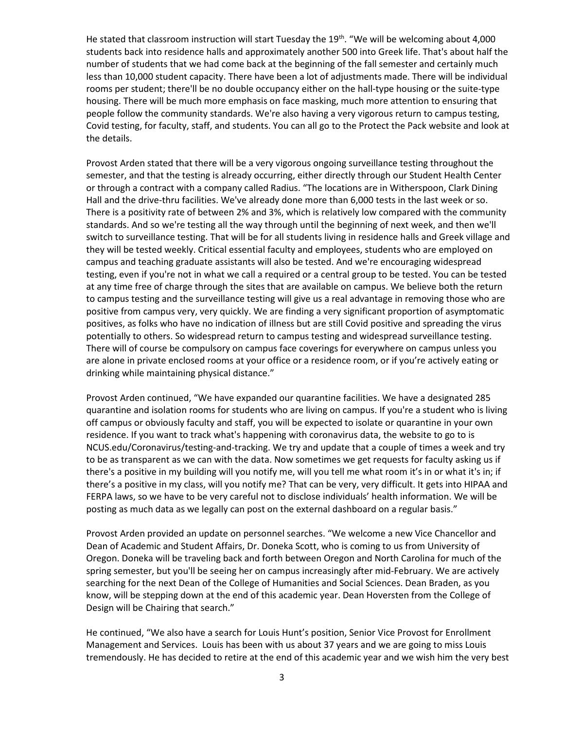He stated that classroom instruction will start Tuesday the 19th. "We will be welcoming about 4,000 students back into residence halls and approximately another 500 into Greek life. That's about half the number of students that we had come back at the beginning of the fall semester and certainly much less than 10,000 student capacity. There have been a lot of adjustments made. There will be individual rooms per student; there'll be no double occupancy either on the hall-type housing or the suite-type housing. There will be much more emphasis on face masking, much more attention to ensuring that people follow the community standards. We're also having a very vigorous return to campus testing, Covid testing, for faculty, staff, and students. You can all go to the Protect the Pack website and look at the details.

Provost Arden stated that there will be a very vigorous ongoing surveillance testing throughout the semester, and that the testing is already occurring, either directly through our Student Health Center or through a contract with a company called Radius. "The locations are in Witherspoon, Clark Dining Hall and the drive-thru facilities. We've already done more than 6,000 tests in the last week or so. There is a positivity rate of between 2% and 3%, which is relatively low compared with the community standards. And so we're testing all the way through until the beginning of next week, and then we'll switch to surveillance testing. That will be for all students living in residence halls and Greek village and they will be tested weekly. Critical essential faculty and employees, students who are employed on campus and teaching graduate assistants will also be tested. And we're encouraging widespread testing, even if you're not in what we call a required or a central group to be tested. You can be tested at any time free of charge through the sites that are available on campus. We believe both the return to campus testing and the surveillance testing will give us a real advantage in removing those who are positive from campus very, very quickly. We are finding a very significant proportion of asymptomatic positives, as folks who have no indication of illness but are still Covid positive and spreading the virus potentially to others. So widespread return to campus testing and widespread surveillance testing. There will of course be compulsory on campus face coverings for everywhere on campus unless you are alone in private enclosed rooms at your office or a residence room, or if you're actively eating or drinking while maintaining physical distance."

Provost Arden continued, "We have expanded our quarantine facilities. We have a designated 285 quarantine and isolation rooms for students who are living on campus. If you're a student who is living off campus or obviously faculty and staff, you will be expected to isolate or quarantine in your own residence. If you want to track what's happening with coronavirus data, the website to go to is NCUS.edu/Coronavirus/testing-and-tracking. We try and update that a couple of times a week and try to be as transparent as we can with the data. Now sometimes we get requests for faculty asking us if there's a positive in my building will you notify me, will you tell me what room it's in or what it's in; if there's a positive in my class, will you notify me? That can be very, very difficult. It gets into HIPAA and FERPA laws, so we have to be very careful not to disclose individuals' health information. We will be posting as much data as we legally can post on the external dashboard on a regular basis."

Provost Arden provided an update on personnel searches. "We welcome a new Vice Chancellor and Dean of Academic and Student Affairs, Dr. Doneka Scott, who is coming to us from University of Oregon. Doneka will be traveling back and forth between Oregon and North Carolina for much of the spring semester, but you'll be seeing her on campus increasingly after mid-February. We are actively searching for the next Dean of the College of Humanities and Social Sciences. Dean Braden, as you know, will be stepping down at the end of this academic year. Dean Hoversten from the College of Design will be Chairing that search."

He continued, "We also have a search for Louis Hunt's position, Senior Vice Provost for Enrollment Management and Services. Louis has been with us about 37 years and we are going to miss Louis tremendously. He has decided to retire at the end of this academic year and we wish him the very best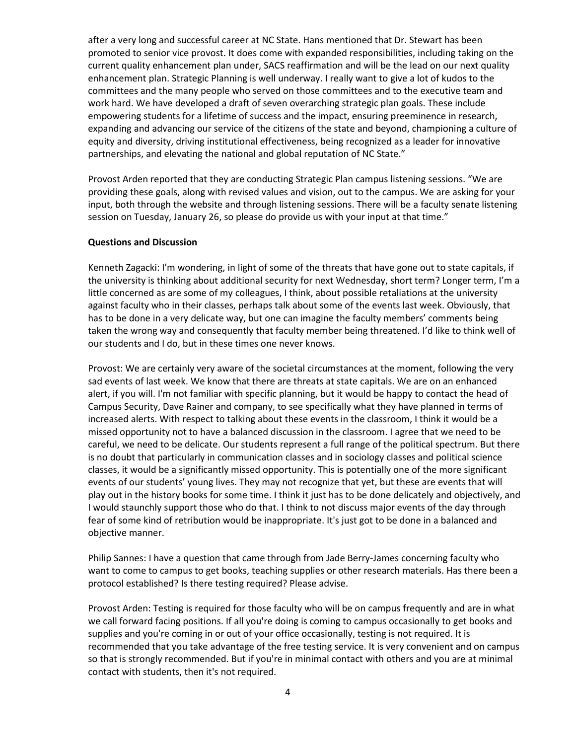after a very long and successful career at NC State. Hans mentioned that Dr. Stewart has been promoted to senior vice provost. It does come with expanded responsibilities, including taking on the current quality enhancement plan under, SACS reaffirmation and will be the lead on our next quality enhancement plan. Strategic Planning is well underway. I really want to give a lot of kudos to the committees and the many people who served on those committees and to the executive team and work hard. We have developed a draft of seven overarching strategic plan goals. These include empowering students for a lifetime of success and the impact, ensuring preeminence in research, expanding and advancing our service of the citizens of the state and beyond, championing a culture of equity and diversity, driving institutional effectiveness, being recognized as a leader for innovative partnerships, and elevating the national and global reputation of NC State."

Provost Arden reported that they are conducting Strategic Plan campus listening sessions. "We are providing these goals, along with revised values and vision, out to the campus. We are asking for your input, both through the website and through listening sessions. There will be a faculty senate listening session on Tuesday, January 26, so please do provide us with your input at that time."

**Questions and Discussion**

Kenneth Zagacki: I'm wondering, in light of some of the threats that have gone out to state capitals, if the university is thinking about additional security for next Wednesday, short term? Longer term, I'm a little concerned as are some of my colleagues, I think, about possible retaliations at the university against faculty who in their classes, perhaps talk about some of the events last week. Obviously, that has to be done in a very delicate way, but one can imagine the faculty members' comments being taken the wrong way and consequently that faculty member being threatened. I'd like to think well of our students and I do, but in these times one never knows.

Provost: We are certainly very aware of the societal circumstances at the moment, following the very sad events of last week. We know that there are threats at state capitals. We are on an enhanced alert, if you will. I'm not familiar with specific planning, but it would be happy to contact the head of Campus Security, Dave Rainer and company, to see specifically what they have planned in terms of increased alerts. With respect to talking about these events in the classroom, I think it would be a missed opportunity not to have a balanced discussion in the classroom. I agree that we need to be careful, we need to be delicate. Our students represent a full range of the political spectrum. But there is no doubt that particularly in communication classes and in sociology classes and political science classes, it would be a significantly missed opportunity. This is potentially one of the more significant events of our students' young lives. They may not recognize that yet, but these are events that will play out in the history books for some time. I think it just has to be done delicately and objectively, and I would staunchly support those who do that. I think to not discuss major events of the day through fear of some kind of retribution would be inappropriate. It's just got to be done in a balanced and objective manner.

Philip Sannes: I have a question that came through from Jade Berry-James concerning faculty who want to come to campus to get books, teaching supplies or other research materials. Has there been a protocol established? Is there testing required? Please advise.

Provost Arden: Testing is required for those faculty who will be on campus frequently and are in what we call forward facing positions. If all you're doing is coming to campus occasionally to get books and supplies and you're coming in or out of your office occasionally, testing is not required. It is recommended that you take advantage of the free testing service. It is very convenient and on campus so that is strongly recommended. But if you're in minimal contact with others and you are at minimal contact with students, then it's not required.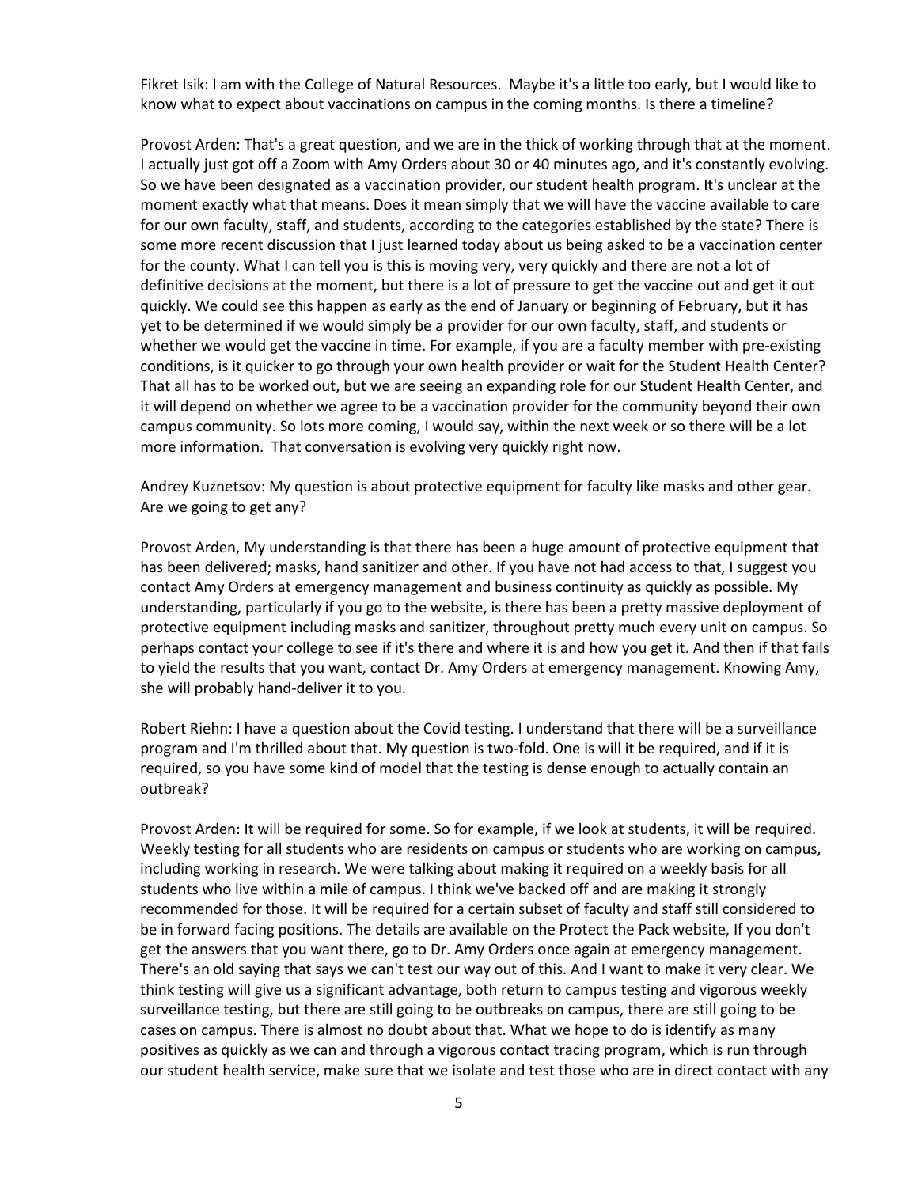Fikret Isik: I am with the College of Natural Resources. Maybe it's a little too early, but I would like to know what to expect about vaccinations on campus in the coming months. Is there a timeline?

Provost Arden: That's a great question, and we are in the thick of working through that at the moment. I actually just got off a Zoom with Amy Orders about 30 or 40 minutes ago, and it's constantly evolving. So we have been designated as a vaccination provider, our student health program. It's unclear at the moment exactly what that means. Does it mean simply that we will have the vaccine available to care for our own faculty, staff, and students, according to the categories established by the state? There is some more recent discussion that I just learned today about us being asked to be a vaccination center for the county. What I can tell you is this is moving very, very quickly and there are not a lot of definitive decisions at the moment, but there is a lot of pressure to get the vaccine out and get it out quickly. We could see this happen as early as the end of January or beginning of February, but it has yet to be determined if we would simply be a provider for our own faculty, staff, and students or whether we would get the vaccine in time. For example, if you are a faculty member with pre-existing conditions, is it quicker to go through your own health provider or wait for the Student Health Center? That all has to be worked out, but we are seeing an expanding role for our Student Health Center, and it will depend on whether we agree to be a vaccination provider for the community beyond their own campus community. So lots more coming, I would say, within the next week or so there will be a lot more information. That conversation is evolving very quickly right now.

Andrey Kuznetsov: My question is about protective equipment for faculty like masks and other gear. Are we going to get any?

Provost Arden, My understanding is that there has been a huge amount of protective equipment that has been delivered; masks, hand sanitizer and other. If you have not had access to that, I suggest you contact Amy Orders at emergency management and business continuity as quickly as possible. My understanding, particularly if you go to the website, is there has been a pretty massive deployment of protective equipment including masks and sanitizer, throughout pretty much every unit on campus. So perhaps contact your college to see if it's there and where it is and how you get it. And then if that fails to yield the results that you want, contact Dr. Amy Orders at emergency management. Knowing Amy, she will probably hand-deliver it to you.

Robert Riehn: I have a question about the Covid testing. I understand that there will be a surveillance program and I'm thrilled about that. My question is two-fold. One is will it be required, and if it is required, so you have some kind of model that the testing is dense enough to actually contain an outbreak?

Provost Arden: It will be required for some. So for example, if we look at students, it will be required. Weekly testing for all students who are residents on campus or students who are working on campus, including working in research. We were talking about making it required on a weekly basis for all students who live within a mile of campus. I think we've backed off and are making it strongly recommended for those. It will be required for a certain subset of faculty and staff still considered to be in forward facing positions. The details are available on the Protect the Pack website, If you don't get the answers that you want there, go to Dr. Amy Orders once again at emergency management. There's an old saying that says we can't test our way out of this. And I want to make it very clear. We think testing will give us a significant advantage, both return to campus testing and vigorous weekly surveillance testing, but there are still going to be outbreaks on campus, there are still going to be cases on campus. There is almost no doubt about that. What we hope to do is identify as many positives as quickly as we can and through a vigorous contact tracing program, which is run through our student health service, make sure that we isolate and test those who are in direct contact with any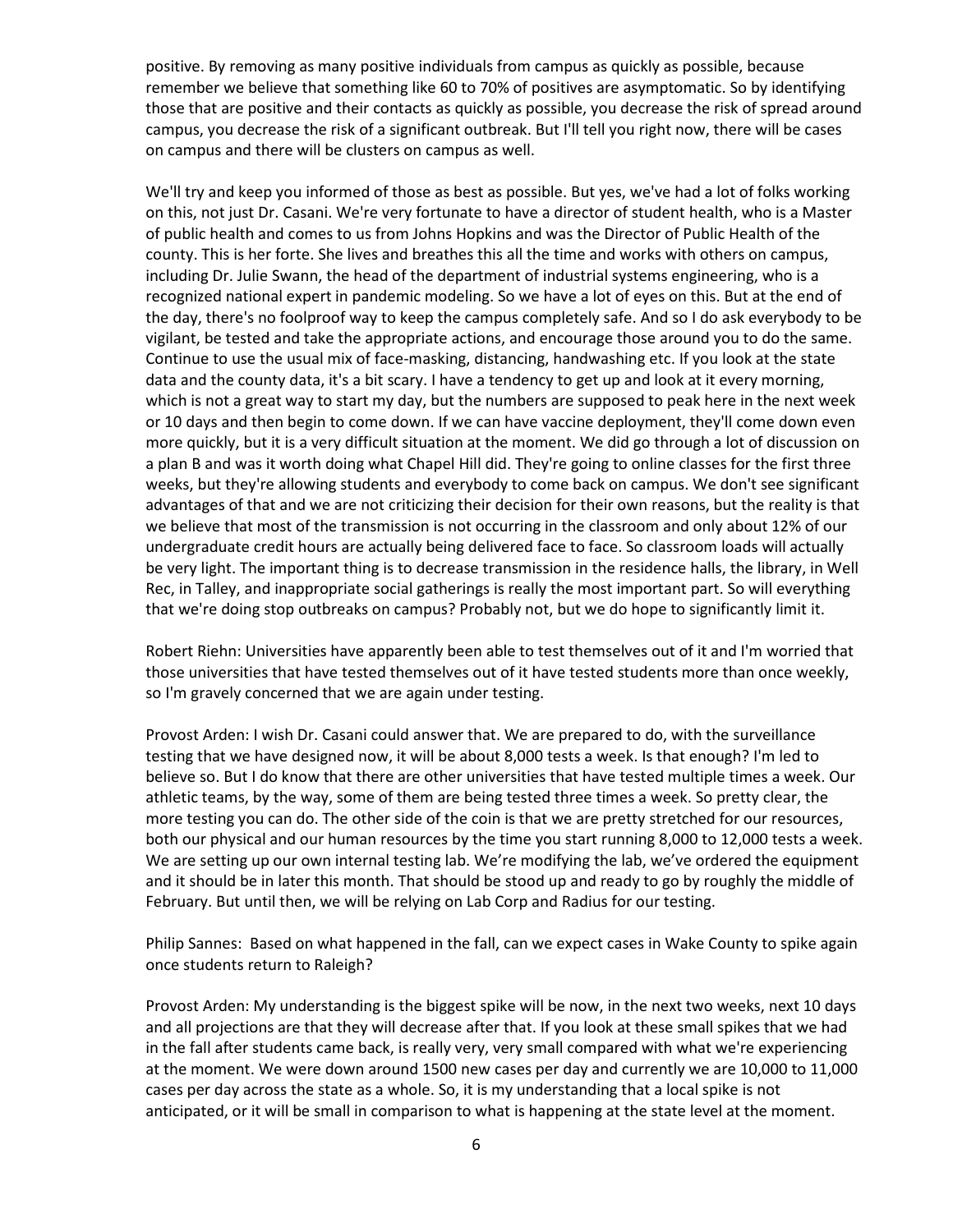positive. By removing as many positive individuals from campus as quickly as possible, because remember we believe that something like 60 to 70% of positives are asymptomatic. So by identifying those that are positive and their contacts as quickly as possible, you decrease the risk of spread around campus, you decrease the risk of a significant outbreak. But I'll tell you right now, there will be cases on campus and there will be clusters on campus as well.

We'll try and keep you informed of those as best as possible. But yes, we've had a lot of folks working on this, not just Dr. Casani. We're very fortunate to have a director of student health, who is a Master of public health and comes to us from Johns Hopkins and was the Director of Public Health of the county. This is her forte. She lives and breathes this all the time and works with others on campus, including Dr. Julie Swann, the head of the department of industrial systems engineering, who is a recognized national expert in pandemic modeling. So we have a lot of eyes on this. But at the end of the day, there's no foolproof way to keep the campus completely safe. And so I do ask everybody to be vigilant, be tested and take the appropriate actions, and encourage those around you to do the same. Continue to use the usual mix of face-masking, distancing, handwashing etc. If you look at the state data and the county data, it's a bit scary. I have a tendency to get up and look at it every morning, which is not a great way to start my day, but the numbers are supposed to peak here in the next week or 10 days and then begin to come down. If we can have vaccine deployment, they'll come down even more quickly, but it is a very difficult situation at the moment. We did go through a lot of discussion on a plan B and was it worth doing what Chapel Hill did. They're going to online classes for the first three weeks, but they're allowing students and everybody to come back on campus. We don't see significant advantages of that and we are not criticizing their decision for their own reasons, but the reality is that we believe that most of the transmission is not occurring in the classroom and only about 12% of our undergraduate credit hours are actually being delivered face to face. So classroom loads will actually be very light. The important thing is to decrease transmission in the residence halls, the library, in Well Rec, in Talley, and inappropriate social gatherings is really the most important part. So will everything that we're doing stop outbreaks on campus? Probably not, but we do hope to significantly limit it.

Robert Riehn: Universities have apparently been able to test themselves out of it and I'm worried that those universities that have tested themselves out of it have tested students more than once weekly, so I'm gravely concerned that we are again under testing.

Provost Arden: I wish Dr. Casani could answer that. We are prepared to do, with the surveillance testing that we have designed now, it will be about 8,000 tests a week. Is that enough? I'm led to believe so. But I do know that there are other universities that have tested multiple times a week. Our athletic teams, by the way, some of them are being tested three times a week. So pretty clear, the more testing you can do. The other side of the coin is that we are pretty stretched for our resources, both our physical and our human resources by the time you start running 8,000 to 12,000 tests a week. We are setting up our own internal testing lab. We're modifying the lab, we've ordered the equipment and it should be in later this month. That should be stood up and ready to go by roughly the middle of February. But until then, we will be relying on Lab Corp and Radius for our testing.

Philip Sannes: Based on what happened in the fall, can we expect cases in Wake County to spike again once students return to Raleigh?

Provost Arden: My understanding is the biggest spike will be now, in the next two weeks, next 10 days and all projections are that they will decrease after that. If you look at these small spikes that we had in the fall after students came back, is really very, very small compared with what we're experiencing at the moment. We were down around 1500 new cases per day and currently we are 10,000 to 11,000 cases per day across the state as a whole. So, it is my understanding that a local spike is not anticipated, or it will be small in comparison to what is happening at the state level at the moment.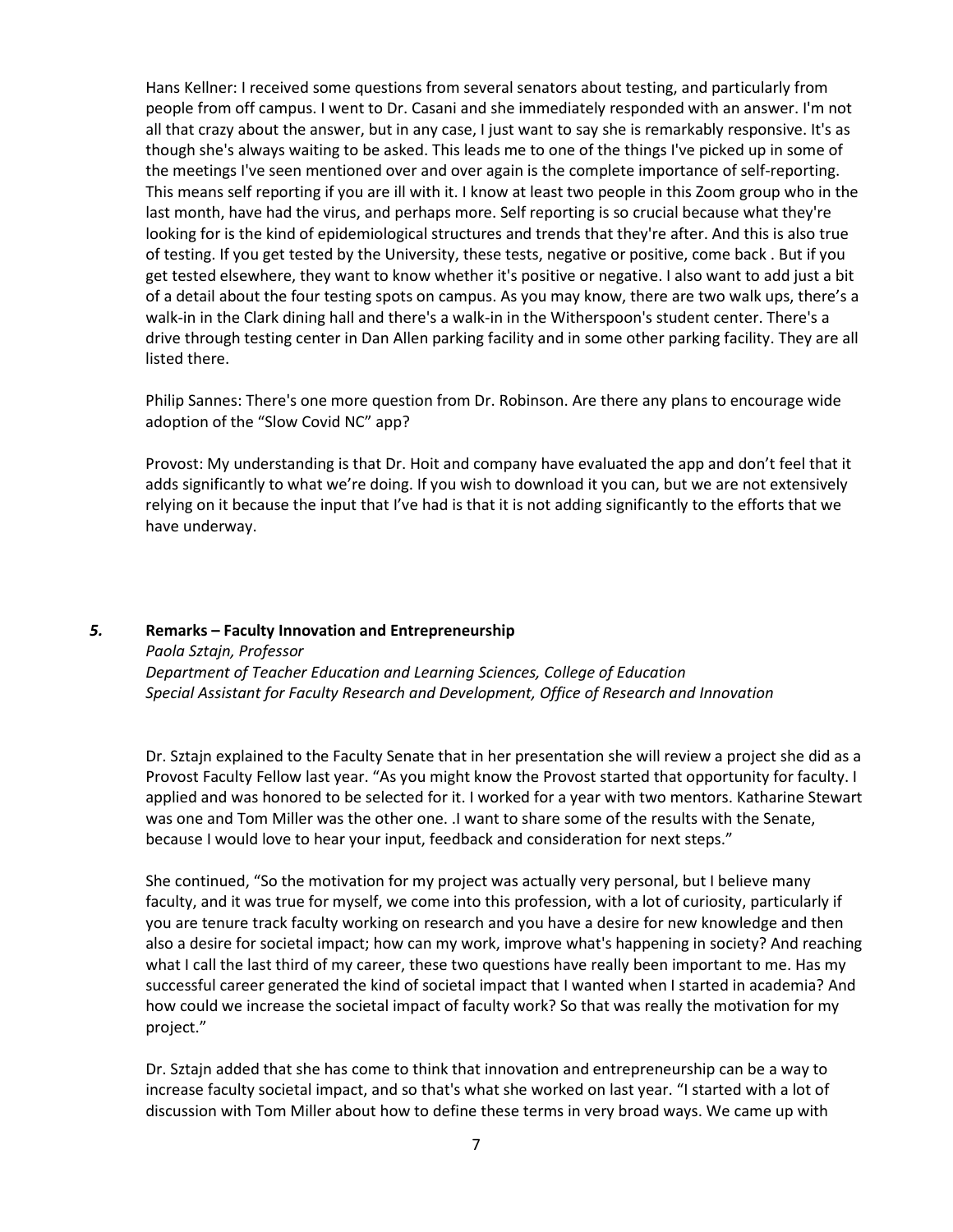Hans Kellner: I received some questions from several senators about testing, and particularly from people from off campus. I went to Dr. Casani and she immediately responded with an answer. I'm not all that crazy about the answer, but in any case, I just want to say she is remarkably responsive. It's as though she's always waiting to be asked. This leads me to one of the things I've picked up in some of the meetings I've seen mentioned over and over again is the complete importance of self-reporting. This means self reporting if you are ill with it. I know at least two people in this Zoom group who in the last month, have had the virus, and perhaps more. Self reporting is so crucial because what they're looking for is the kind of epidemiological structures and trends that they're after. And this is also true of testing. If you get tested by the University, these tests, negative or positive, come back . But if you get tested elsewhere, they want to know whether it's positive or negative. I also want to add just a bit of a detail about the four testing spots on campus. As you may know, there are two walk ups, there's a walk-in in the Clark dining hall and there's a walk-in in the Witherspoon's student center. There's a drive through testing center in Dan Allen parking facility and in some other parking facility. They are all listed there.

Philip Sannes: There's one more question from Dr. Robinson. Are there any plans to encourage wide adoption of the "Slow Covid NC" app?

Provost: My understanding is that Dr. Hoit and company have evaluated the app and don't feel that it adds significantly to what we're doing. If you wish to download it you can, but we are not extensively relying on it because the input that I've had is that it is not adding significantly to the efforts that we have underway.

### *5.* Remarks – Faculty Innovation and Entrepreneurship

*Paola Sztajn, Professor*
*Department of Teacher Education and Learning Sciences, College of Education*
*Special Assistant for Faculty Research and Development, Office of Research and Innovation*

Dr. Sztajn explained to the Faculty Senate that in her presentation she will review a project she did as a Provost Faculty Fellow last year. "As you might know the Provost started that opportunity for faculty. I applied and was honored to be selected for it. I worked for a year with two mentors. Katharine Stewart was one and Tom Miller was the other one. .I want to share some of the results with the Senate, because I would love to hear your input, feedback and consideration for next steps."

She continued, "So the motivation for my project was actually very personal, but I believe many faculty, and it was true for myself, we come into this profession, with a lot of curiosity, particularly if you are tenure track faculty working on research and you have a desire for new knowledge and then also a desire for societal impact; how can my work, improve what's happening in society? And reaching what I call the last third of my career, these two questions have really been important to me. Has my successful career generated the kind of societal impact that I wanted when I started in academia? And how could we increase the societal impact of faculty work? So that was really the motivation for my project."

Dr. Sztajn added that she has come to think that innovation and entrepreneurship can be a way to increase faculty societal impact, and so that's what she worked on last year. "I started with a lot of discussion with Tom Miller about how to define these terms in very broad ways. We came up with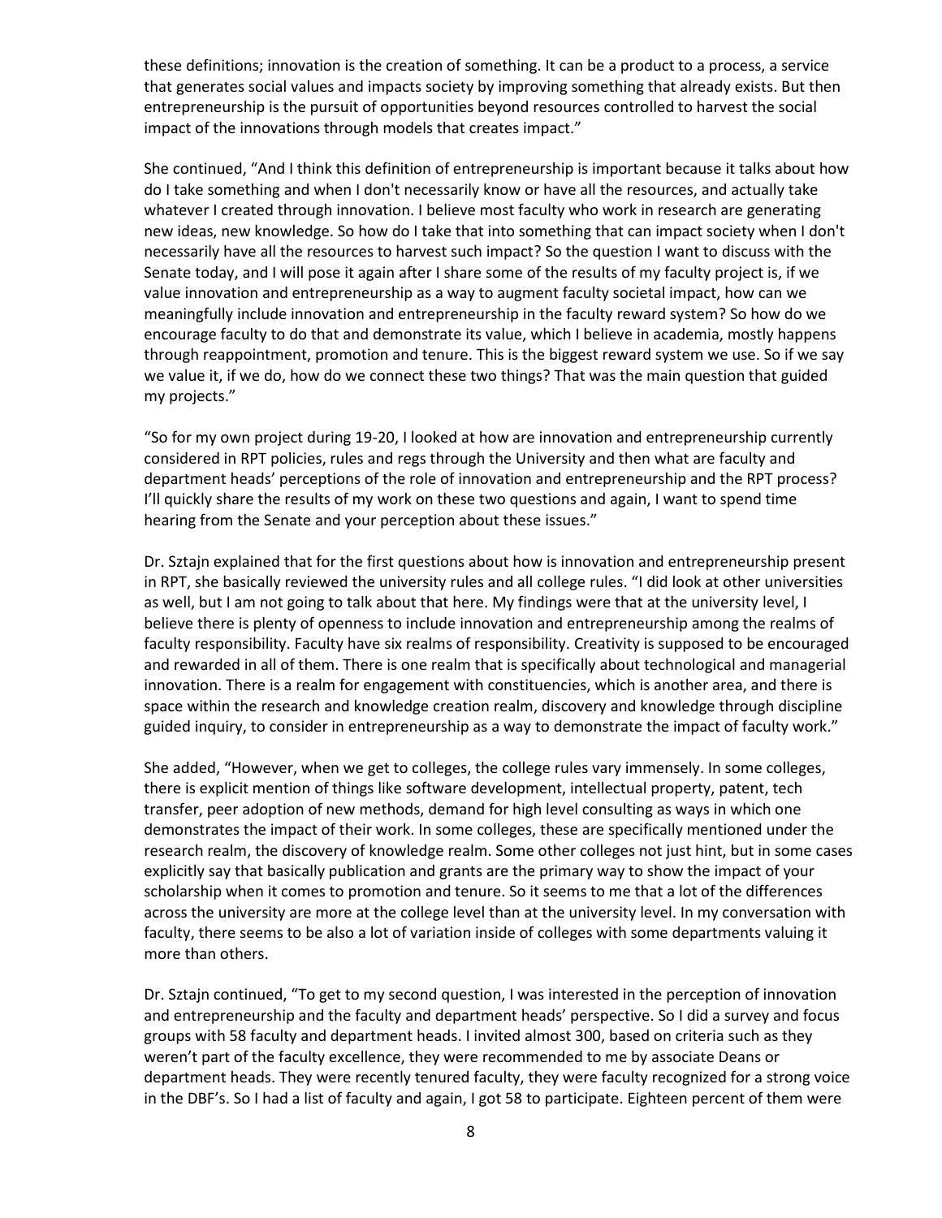these definitions; innovation is the creation of something. It can be a product to a process, a service that generates social values and impacts society by improving something that already exists. But then entrepreneurship is the pursuit of opportunities beyond resources controlled to harvest the social impact of the innovations through models that creates impact."

She continued, "And I think this definition of entrepreneurship is important because it talks about how do I take something and when I don't necessarily know or have all the resources, and actually take whatever I created through innovation. I believe most faculty who work in research are generating new ideas, new knowledge. So how do I take that into something that can impact society when I don't necessarily have all the resources to harvest such impact? So the question I want to discuss with the Senate today, and I will pose it again after I share some of the results of my faculty project is, if we value innovation and entrepreneurship as a way to augment faculty societal impact, how can we meaningfully include innovation and entrepreneurship in the faculty reward system? So how do we encourage faculty to do that and demonstrate its value, which I believe in academia, mostly happens through reappointment, promotion and tenure. This is the biggest reward system we use. So if we say we value it, if we do, how do we connect these two things? That was the main question that guided my projects."

"So for my own project during 19-20, I looked at how are innovation and entrepreneurship currently considered in RPT policies, rules and regs through the University and then what are faculty and department heads' perceptions of the role of innovation and entrepreneurship and the RPT process? I'll quickly share the results of my work on these two questions and again, I want to spend time hearing from the Senate and your perception about these issues."

Dr. Sztajn explained that for the first questions about how is innovation and entrepreneurship present in RPT, she basically reviewed the university rules and all college rules. "I did look at other universities as well, but I am not going to talk about that here. My findings were that at the university level, I believe there is plenty of openness to include innovation and entrepreneurship among the realms of faculty responsibility. Faculty have six realms of responsibility. Creativity is supposed to be encouraged and rewarded in all of them. There is one realm that is specifically about technological and managerial innovation. There is a realm for engagement with constituencies, which is another area, and there is space within the research and knowledge creation realm, discovery and knowledge through discipline guided inquiry, to consider in entrepreneurship as a way to demonstrate the impact of faculty work."

She added, "However, when we get to colleges, the college rules vary immensely. In some colleges, there is explicit mention of things like software development, intellectual property, patent, tech transfer, peer adoption of new methods, demand for high level consulting as ways in which one demonstrates the impact of their work. In some colleges, these are specifically mentioned under the research realm, the discovery of knowledge realm. Some other colleges not just hint, but in some cases explicitly say that basically publication and grants are the primary way to show the impact of your scholarship when it comes to promotion and tenure. So it seems to me that a lot of the differences across the university are more at the college level than at the university level. In my conversation with faculty, there seems to be also a lot of variation inside of colleges with some departments valuing it more than others.

Dr. Sztajn continued, "To get to my second question, I was interested in the perception of innovation and entrepreneurship and the faculty and department heads' perspective. So I did a survey and focus groups with 58 faculty and department heads. I invited almost 300, based on criteria such as they weren't part of the faculty excellence, they were recommended to me by associate Deans or department heads. They were recently tenured faculty, they were faculty recognized for a strong voice in the DBF's. So I had a list of faculty and again, I got 58 to participate. Eighteen percent of them were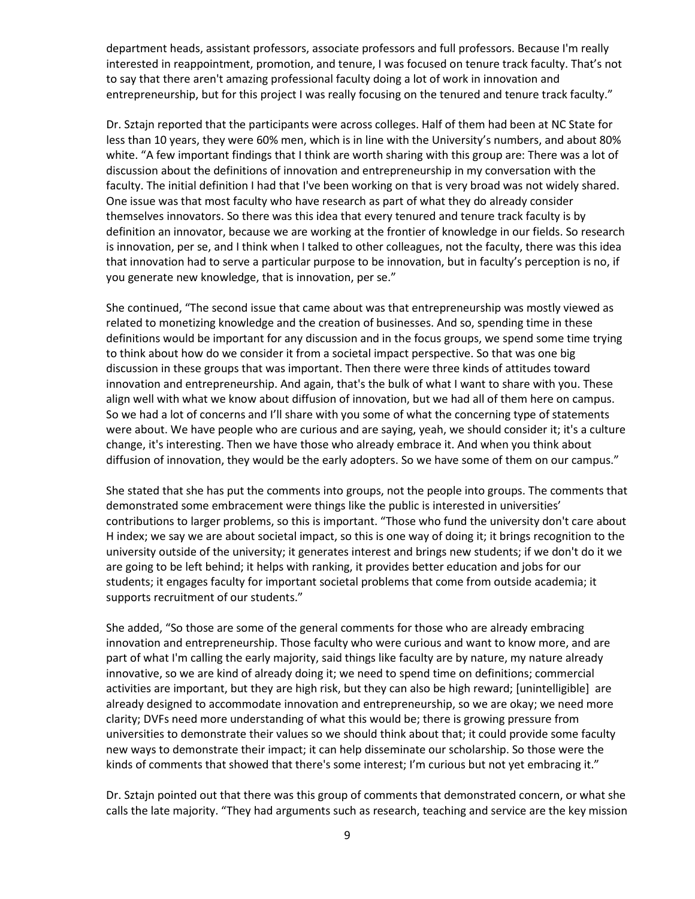department heads, assistant professors, associate professors and full professors. Because I'm really interested in reappointment, promotion, and tenure, I was focused on tenure track faculty. That's not to say that there aren't amazing professional faculty doing a lot of work in innovation and entrepreneurship, but for this project I was really focusing on the tenured and tenure track faculty."

Dr. Sztajn reported that the participants were across colleges. Half of them had been at NC State for less than 10 years, they were 60% men, which is in line with the University's numbers, and about 80% white. "A few important findings that I think are worth sharing with this group are: There was a lot of discussion about the definitions of innovation and entrepreneurship in my conversation with the faculty. The initial definition I had that I've been working on that is very broad was not widely shared. One issue was that most faculty who have research as part of what they do already consider themselves innovators. So there was this idea that every tenured and tenure track faculty is by definition an innovator, because we are working at the frontier of knowledge in our fields. So research is innovation, per se, and I think when I talked to other colleagues, not the faculty, there was this idea that innovation had to serve a particular purpose to be innovation, but in faculty's perception is no, if you generate new knowledge, that is innovation, per se."

She continued, "The second issue that came about was that entrepreneurship was mostly viewed as related to monetizing knowledge and the creation of businesses. And so, spending time in these definitions would be important for any discussion and in the focus groups, we spend some time trying to think about how do we consider it from a societal impact perspective. So that was one big discussion in these groups that was important. Then there were three kinds of attitudes toward innovation and entrepreneurship. And again, that's the bulk of what I want to share with you. These align well with what we know about diffusion of innovation, but we had all of them here on campus. So we had a lot of concerns and I'll share with you some of what the concerning type of statements were about. We have people who are curious and are saying, yeah, we should consider it; it's a culture change, it's interesting. Then we have those who already embrace it. And when you think about diffusion of innovation, they would be the early adopters. So we have some of them on our campus."

She stated that she has put the comments into groups, not the people into groups. The comments that demonstrated some embracement were things like the public is interested in universities' contributions to larger problems, so this is important. "Those who fund the university don't care about H index; we say we are about societal impact, so this is one way of doing it; it brings recognition to the university outside of the university; it generates interest and brings new students; if we don't do it we are going to be left behind; it helps with ranking, it provides better education and jobs for our students; it engages faculty for important societal problems that come from outside academia; it supports recruitment of our students."

She added, "So those are some of the general comments for those who are already embracing innovation and entrepreneurship. Those faculty who were curious and want to know more, and are part of what I'm calling the early majority, said things like faculty are by nature, my nature already innovative, so we are kind of already doing it; we need to spend time on definitions; commercial activities are important, but they are high risk, but they can also be high reward; [unintelligible] are already designed to accommodate innovation and entrepreneurship, so we are okay; we need more clarity; DVFs need more understanding of what this would be; there is growing pressure from universities to demonstrate their values so we should think about that; it could provide some faculty new ways to demonstrate their impact; it can help disseminate our scholarship. So those were the kinds of comments that showed that there's some interest; I'm curious but not yet embracing it."

Dr. Sztajn pointed out that there was this group of comments that demonstrated concern, or what she calls the late majority. "They had arguments such as research, teaching and service are the key mission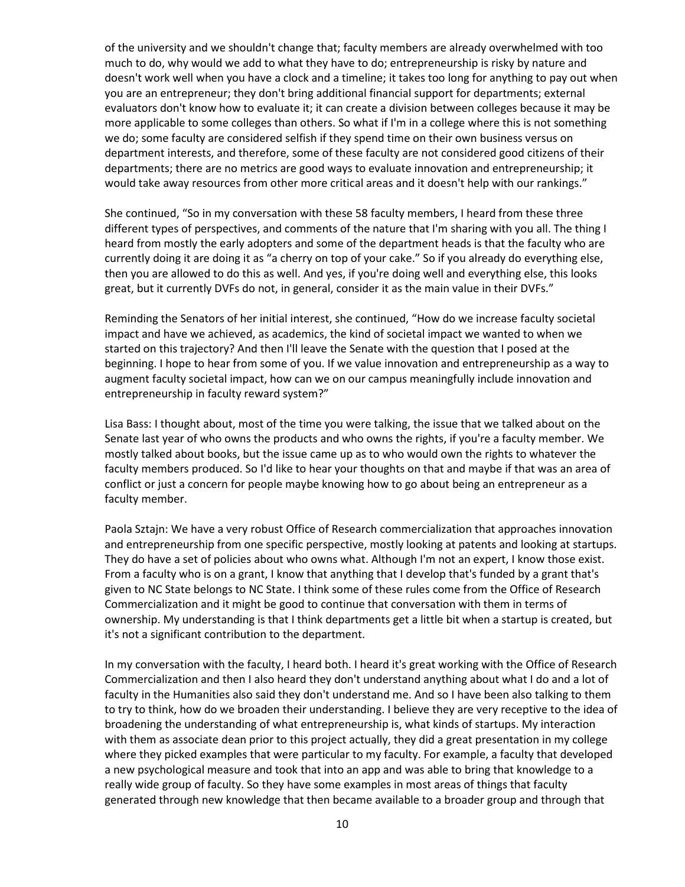of the university and we shouldn't change that; faculty members are already overwhelmed with too much to do, why would we add to what they have to do; entrepreneurship is risky by nature and doesn't work well when you have a clock and a timeline; it takes too long for anything to pay out when you are an entrepreneur; they don't bring additional financial support for departments; external evaluators don't know how to evaluate it; it can create a division between colleges because it may be more applicable to some colleges than others. So what if I'm in a college where this is not something we do; some faculty are considered selfish if they spend time on their own business versus on department interests, and therefore, some of these faculty are not considered good citizens of their departments; there are no metrics are good ways to evaluate innovation and entrepreneurship; it would take away resources from other more critical areas and it doesn't help with our rankings."

She continued, "So in my conversation with these 58 faculty members, I heard from these three different types of perspectives, and comments of the nature that I'm sharing with you all. The thing I heard from mostly the early adopters and some of the department heads is that the faculty who are currently doing it are doing it as "a cherry on top of your cake." So if you already do everything else, then you are allowed to do this as well. And yes, if you're doing well and everything else, this looks great, but it currently DVFs do not, in general, consider it as the main value in their DVFs."

Reminding the Senators of her initial interest, she continued, "How do we increase faculty societal impact and have we achieved, as academics, the kind of societal impact we wanted to when we started on this trajectory? And then I'll leave the Senate with the question that I posed at the beginning. I hope to hear from some of you. If we value innovation and entrepreneurship as a way to augment faculty societal impact, how can we on our campus meaningfully include innovation and entrepreneurship in faculty reward system?"

Lisa Bass: I thought about, most of the time you were talking, the issue that we talked about on the Senate last year of who owns the products and who owns the rights, if you're a faculty member. We mostly talked about books, but the issue came up as to who would own the rights to whatever the faculty members produced. So I'd like to hear your thoughts on that and maybe if that was an area of conflict or just a concern for people maybe knowing how to go about being an entrepreneur as a faculty member.

Paola Sztajn: We have a very robust Office of Research commercialization that approaches innovation and entrepreneurship from one specific perspective, mostly looking at patents and looking at startups. They do have a set of policies about who owns what. Although I'm not an expert, I know those exist. From a faculty who is on a grant, I know that anything that I develop that's funded by a grant that's given to NC State belongs to NC State. I think some of these rules come from the Office of Research Commercialization and it might be good to continue that conversation with them in terms of ownership. My understanding is that I think departments get a little bit when a startup is created, but it's not a significant contribution to the department.

In my conversation with the faculty, I heard both. I heard it's great working with the Office of Research Commercialization and then I also heard they don't understand anything about what I do and a lot of faculty in the Humanities also said they don't understand me. And so I have been also talking to them to try to think, how do we broaden their understanding. I believe they are very receptive to the idea of broadening the understanding of what entrepreneurship is, what kinds of startups. My interaction with them as associate dean prior to this project actually, they did a great presentation in my college where they picked examples that were particular to my faculty. For example, a faculty that developed a new psychological measure and took that into an app and was able to bring that knowledge to a really wide group of faculty. So they have some examples in most areas of things that faculty generated through new knowledge that then became available to a broader group and through that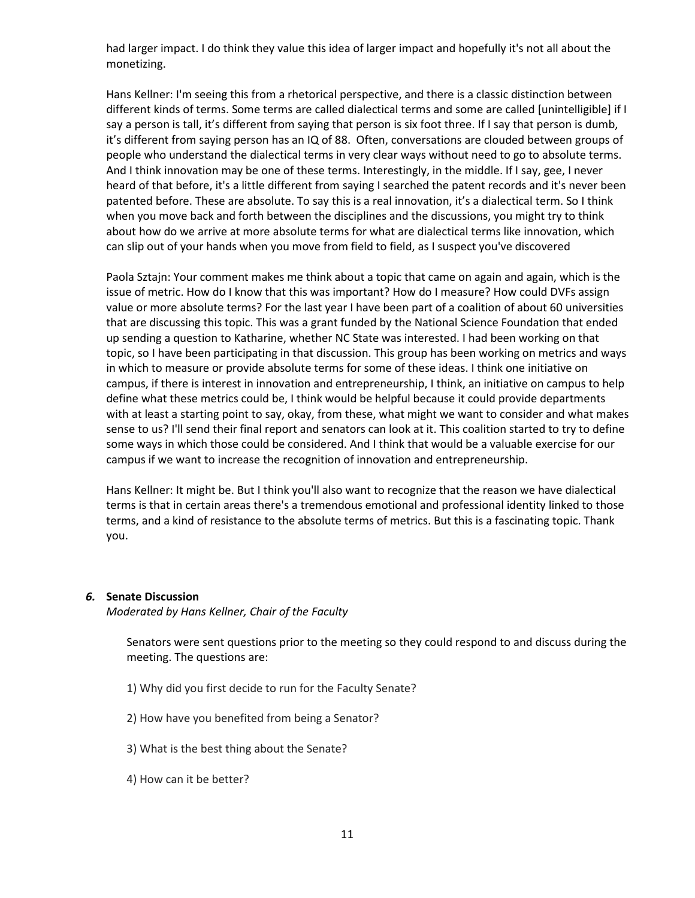had larger impact. I do think they value this idea of larger impact and hopefully it's not all about the monetizing.

Hans Kellner: I'm seeing this from a rhetorical perspective, and there is a classic distinction between different kinds of terms. Some terms are called dialectical terms and some are called [unintelligible] if I say a person is tall, it's different from saying that person is six foot three. If I say that person is dumb, it's different from saying person has an IQ of 88. Often, conversations are clouded between groups of people who understand the dialectical terms in very clear ways without need to go to absolute terms. And I think innovation may be one of these terms. Interestingly, in the middle. If I say, gee, I never heard of that before, it's a little different from saying I searched the patent records and it's never been patented before. These are absolute. To say this is a real innovation, it's a dialectical term. So I think when you move back and forth between the disciplines and the discussions, you might try to think about how do we arrive at more absolute terms for what are dialectical terms like innovation, which can slip out of your hands when you move from field to field, as I suspect you've discovered

Paola Sztajn: Your comment makes me think about a topic that came on again and again, which is the issue of metric. How do I know that this was important? How do I measure? How could DVFs assign value or more absolute terms? For the last year I have been part of a coalition of about 60 universities that are discussing this topic. This was a grant funded by the National Science Foundation that ended up sending a question to Katharine, whether NC State was interested. I had been working on that topic, so I have been participating in that discussion. This group has been working on metrics and ways in which to measure or provide absolute terms for some of these ideas. I think one initiative on campus, if there is interest in innovation and entrepreneurship, I think, an initiative on campus to help define what these metrics could be, I think would be helpful because it could provide departments with at least a starting point to say, okay, from these, what might we want to consider and what makes sense to us? I'll send their final report and senators can look at it. This coalition started to try to define some ways in which those could be considered. And I think that would be a valuable exercise for our campus if we want to increase the recognition of innovation and entrepreneurship.

Hans Kellner: It might be. But I think you'll also want to recognize that the reason we have dialectical terms is that in certain areas there's a tremendous emotional and professional identity linked to those terms, and a kind of resistance to the absolute terms of metrics. But this is a fascinating topic. Thank you.

### *6.* Senate Discussion

*Moderated by Hans Kellner, Chair of the Faculty*

Senators were sent questions prior to the meeting so they could respond to and discuss during the meeting. The questions are:

1) Why did you first decide to run for the Faculty Senate?

2) How have you benefited from being a Senator?

3) What is the best thing about the Senate?

4) How can it be better?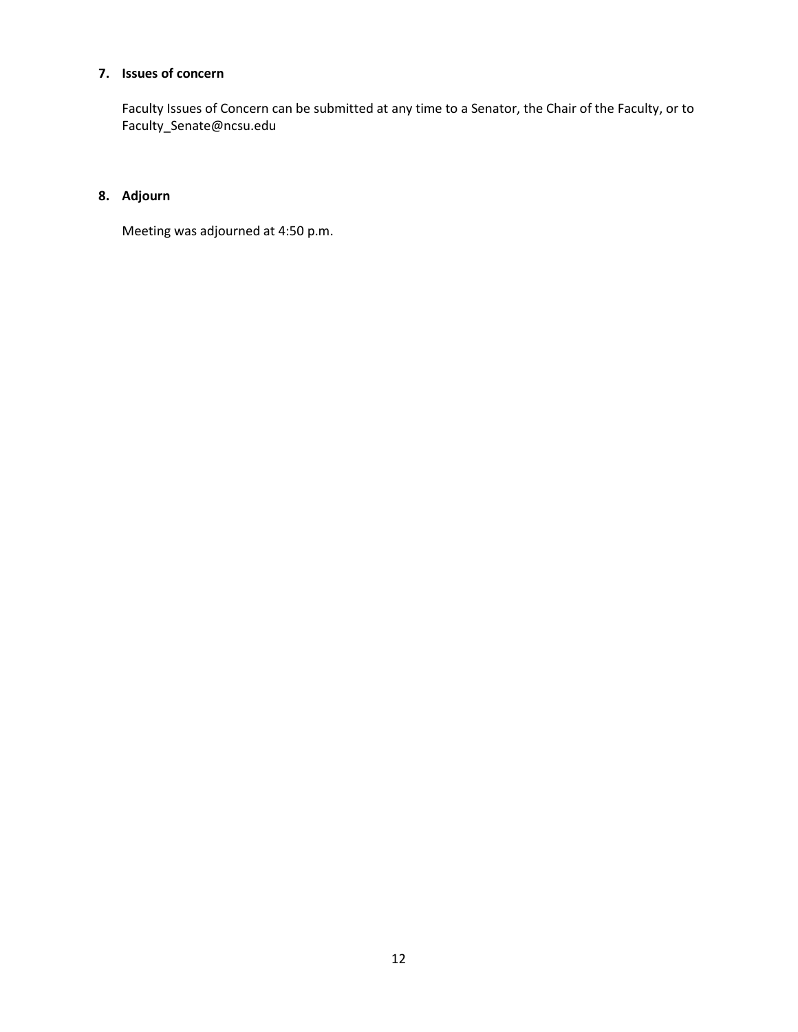**7. Issues of concern**

Faculty Issues of Concern can be submitted at any time to a Senator, the Chair of the Faculty, or to Faculty_Senate@ncsu.edu

**8. Adjourn**

Meeting was adjourned at 4:50 p.m.